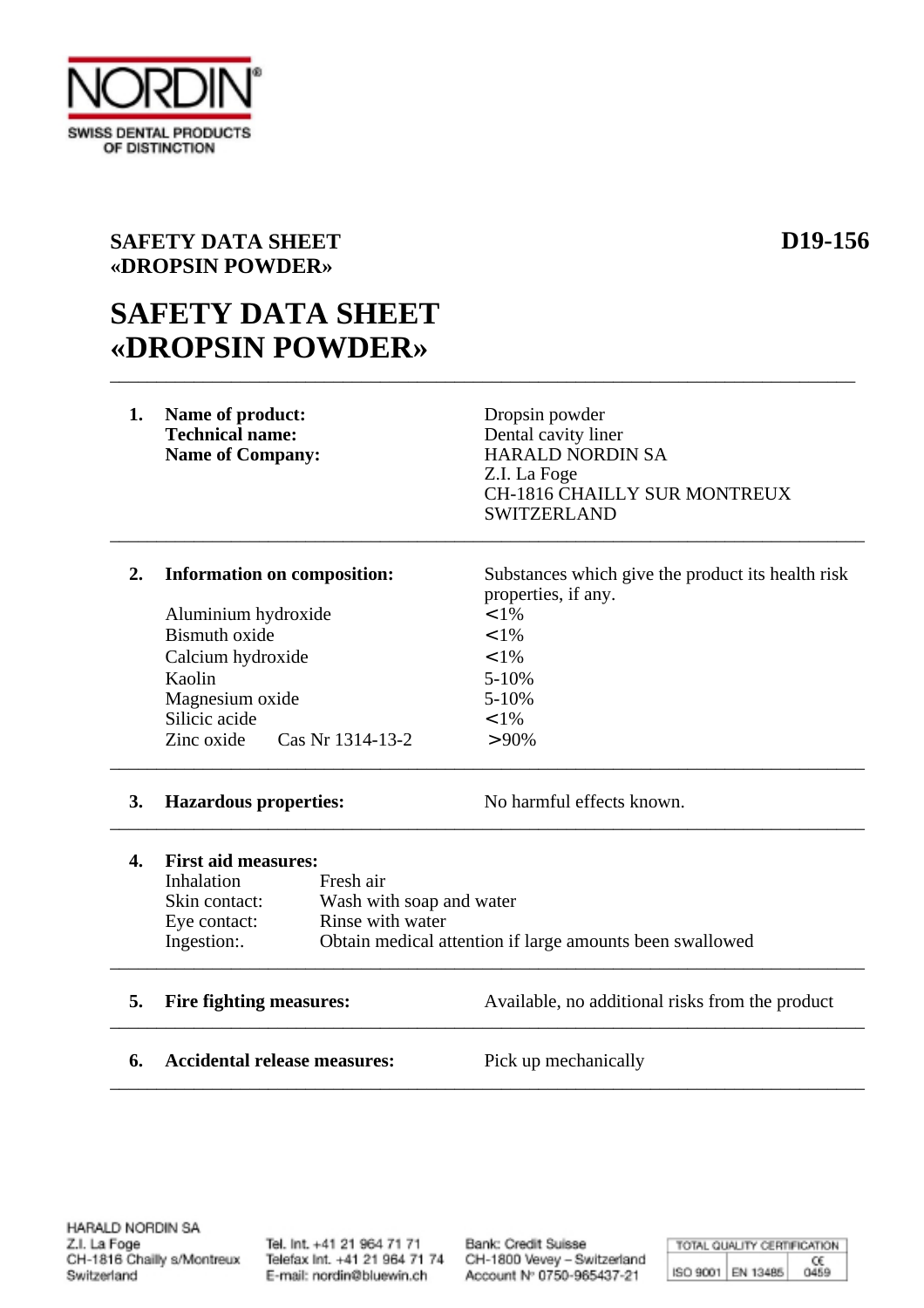NORDIN®

SWISS DENTAL PRODUCTS OF DISTINCTION

**SAFETY DATA SHEET**
**«DROPSIN POWDER»**

**D19-156**

# SAFETY DATA SHEET «DROPSIN POWDER»

---

**1. Name of product:** Dropsin powder
**Technical name:** Dental cavity liner
**Name of Company:** HARALD NORDIN SA
Z.I. La Foge
CH-1816 CHAILLY SUR MONTREUX
SWITZERLAND

---

**2. Information on composition:**

Substances which give the product its health risk properties, if any.

| Substance | Content |
|---|---|
| Aluminium hydroxide | <1% |
| Bismuth oxide | <1% |
| Calcium hydroxide | <1% |
| Kaolin | 5-10% |
| Magnesium oxide | 5-10% |
| Silicic acide | <1% |
| Zinc oxide Cas Nr 1314-13-2 | >90% |

---

**3. Hazardous properties:** No harmful effects known.

---

**4. First aid measures:**

| | |
|---|---|
| Inhalation | Fresh air |
| Skin contact: | Wash with soap and water |
| Eye contact: | Rinse with water |
| Ingestion:. | Obtain medical attention if large amounts been swallowed |

---

**5. Fire fighting measures:** Available, no additional risks from the product

---

**6. Accidental release measures:** Pick up mechanically

---

HARALD NORDIN SA
Z.I. La Foge
CH-1816 Chailly s/Montreux
Switzerland

Tel. Int. +41 21 964 71 71
Telefax Int. +41 21 964 71 74
E-mail: nordin@bluewin.ch

Bank: Credit Suisse
CH-1800 Vevey – Switzerland
Account N° 0750-965437-21

TOTAL QUALITY CERTIFICATION: ISO 9001 | EN 13485 | CE 0459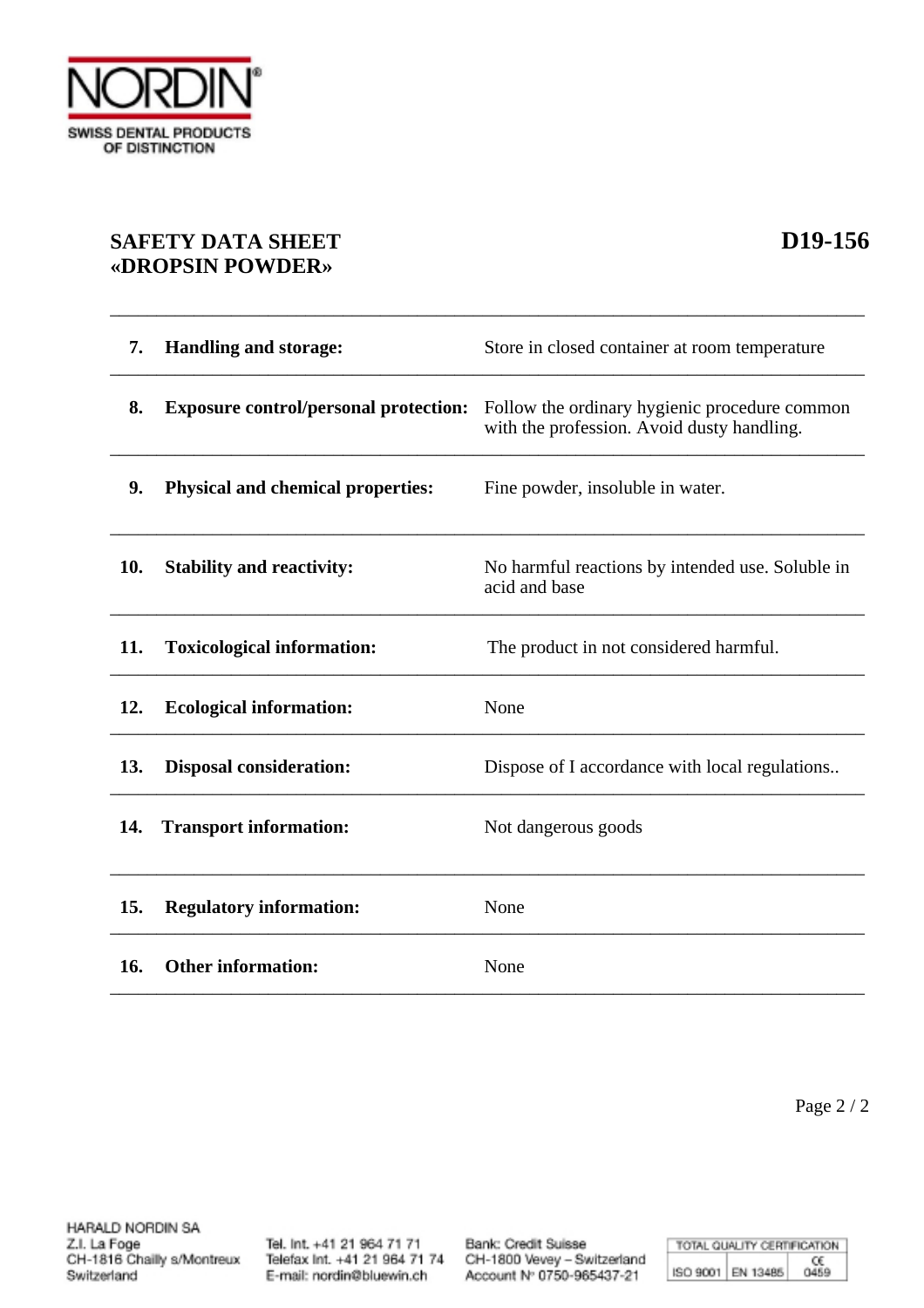NORDIN®

SWISS DENTAL PRODUCTS OF DISTINCTION

## SAFETY DATA SHEET «DROPSIN POWDER»

**D19-156**

| | | |
|---|---|---|
| **7.** | **Handling and storage:** | Store in closed container at room temperature |
| **8.** | **Exposure control/personal protection:** | Follow the ordinary hygienic procedure common with the profession. Avoid dusty handling. |
| **9.** | **Physical and chemical properties:** | Fine powder, insoluble in water. |
| **10.** | **Stability and reactivity:** | No harmful reactions by intended use. Soluble in acid and base |
| **11.** | **Toxicological information:** | The product in not considered harmful. |
| **12.** | **Ecological information:** | None |
| **13.** | **Disposal consideration:** | Dispose of I accordance with local regulations.. |
| **14.** | **Transport information:** | Not dangerous goods |
| **15.** | **Regulatory information:** | None |
| **16.** | **Other information:** | None |

HARALD NORDIN SA
Z.I. La Foge
CH-1816 Chailly s/Montreux
Switzerland

Tel. Int. +41 21 964 71 71
Telefax Int. +41 21 964 71 74
E-mail: nordin@bluewin.ch

Bank: Credit Suisse
CH-1800 Vevey – Switzerland
Account N° 0750-965437-21

TOTAL QUALITY CERTIFICATION
ISO 9001 | EN 13485 | CE 0459